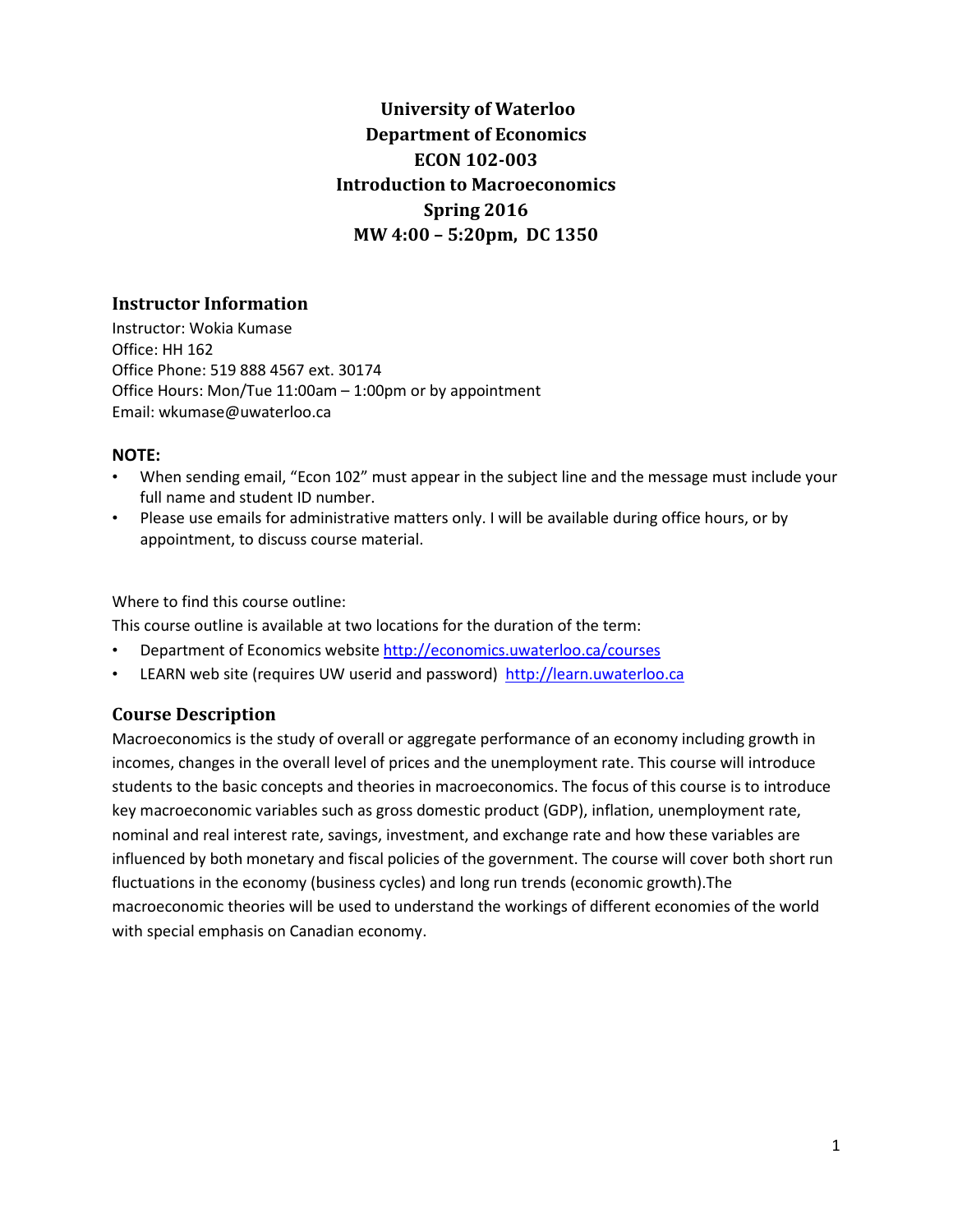# University of Waterloo
# Department of Economics
# ECON 102-003
# Introduction to Macroeconomics
# Spring 2016
# MW 4:00 – 5:20pm, DC 1350

## Instructor Information

Instructor: Wokia Kumase
Office: HH 162
Office Phone: 519 888 4567 ext. 30174
Office Hours: Mon/Tue 11:00am – 1:00pm or by appointment
Email: wkumase@uwaterloo.ca

**NOTE:**

- When sending email, "Econ 102" must appear in the subject line and the message must include your full name and student ID number.
- Please use emails for administrative matters only. I will be available during office hours, or by appointment, to discuss course material.

Where to find this course outline:
This course outline is available at two locations for the duration of the term:

- Department of Economics website http://economics.uwaterloo.ca/courses
- LEARN web site (requires UW userid and password) http://learn.uwaterloo.ca

## Course Description

Macroeconomics is the study of overall or aggregate performance of an economy including growth in incomes, changes in the overall level of prices and the unemployment rate. This course will introduce students to the basic concepts and theories in macroeconomics. The focus of this course is to introduce key macroeconomic variables such as gross domestic product (GDP), inflation, unemployment rate, nominal and real interest rate, savings, investment, and exchange rate and how these variables are influenced by both monetary and fiscal policies of the government. The course will cover both short run fluctuations in the economy (business cycles) and long run trends (economic growth).The macroeconomic theories will be used to understand the workings of different economies of the world with special emphasis on Canadian economy.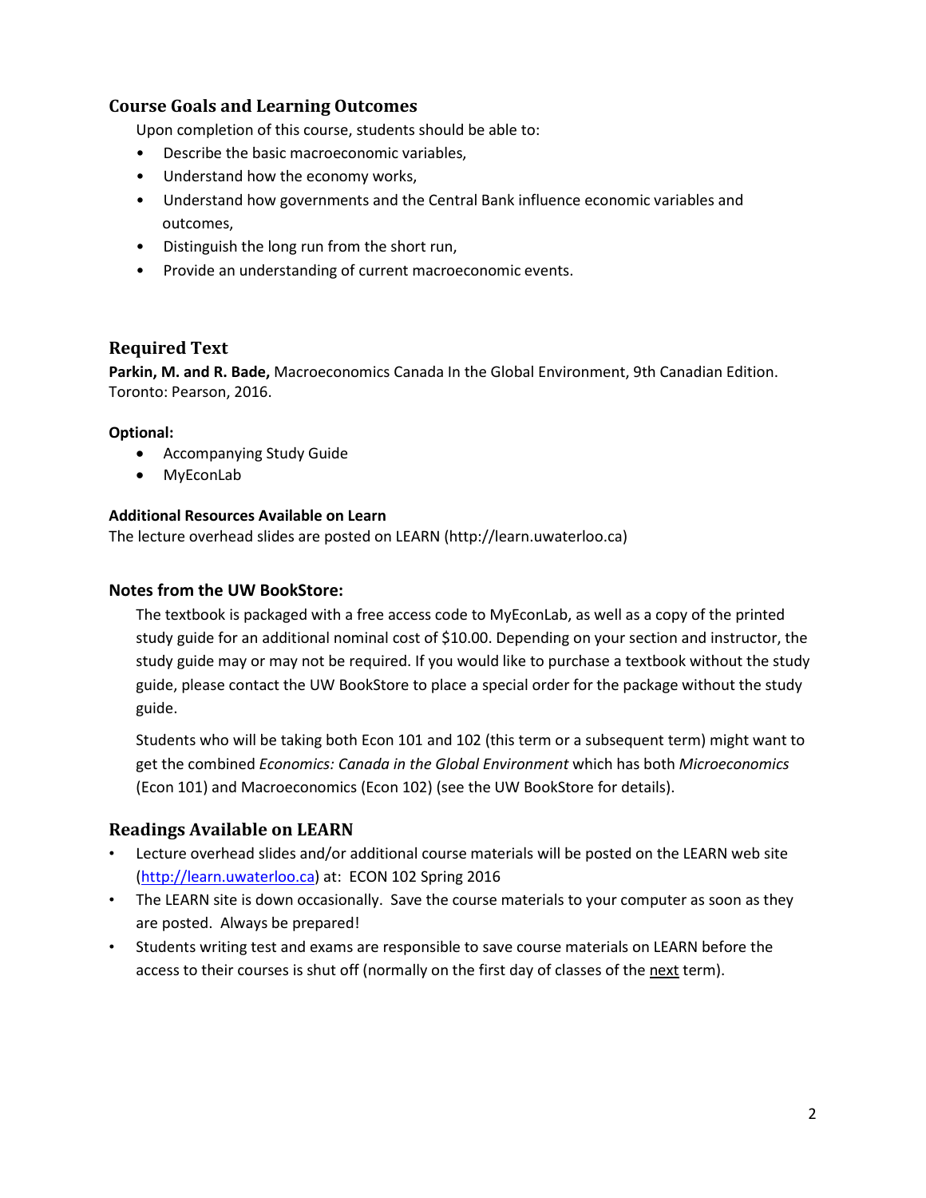## Course Goals and Learning Outcomes

Upon completion of this course, students should be able to:

- Describe the basic macroeconomic variables,
- Understand how the economy works,
- Understand how governments and the Central Bank influence economic variables and outcomes,
- Distinguish the long run from the short run,
- Provide an understanding of current macroeconomic events.

## Required Text

**Parkin, M. and R. Bade,** Macroeconomics Canada In the Global Environment, 9th Canadian Edition. Toronto: Pearson, 2016.

**Optional:**

- Accompanying Study Guide
- MyEconLab

**Additional Resources Available on Learn**

The lecture overhead slides are posted on LEARN (http://learn.uwaterloo.ca)

### Notes from the UW BookStore:

The textbook is packaged with a free access code to MyEconLab, as well as a copy of the printed study guide for an additional nominal cost of $10.00. Depending on your section and instructor, the study guide may or may not be required. If you would like to purchase a textbook without the study guide, please contact the UW BookStore to place a special order for the package without the study guide.

Students who will be taking both Econ 101 and 102 (this term or a subsequent term) might want to get the combined *Economics: Canada in the Global Environment* which has both *Microeconomics* (Econ 101) and Macroeconomics (Econ 102) (see the UW BookStore for details).

## Readings Available on LEARN

- Lecture overhead slides and/or additional course materials will be posted on the LEARN web site (http://learn.uwaterloo.ca) at: ECON 102 Spring 2016
- The LEARN site is down occasionally. Save the course materials to your computer as soon as they are posted. Always be prepared!
- Students writing test and exams are responsible to save course materials on LEARN before the access to their courses is shut off (normally on the first day of classes of the next term).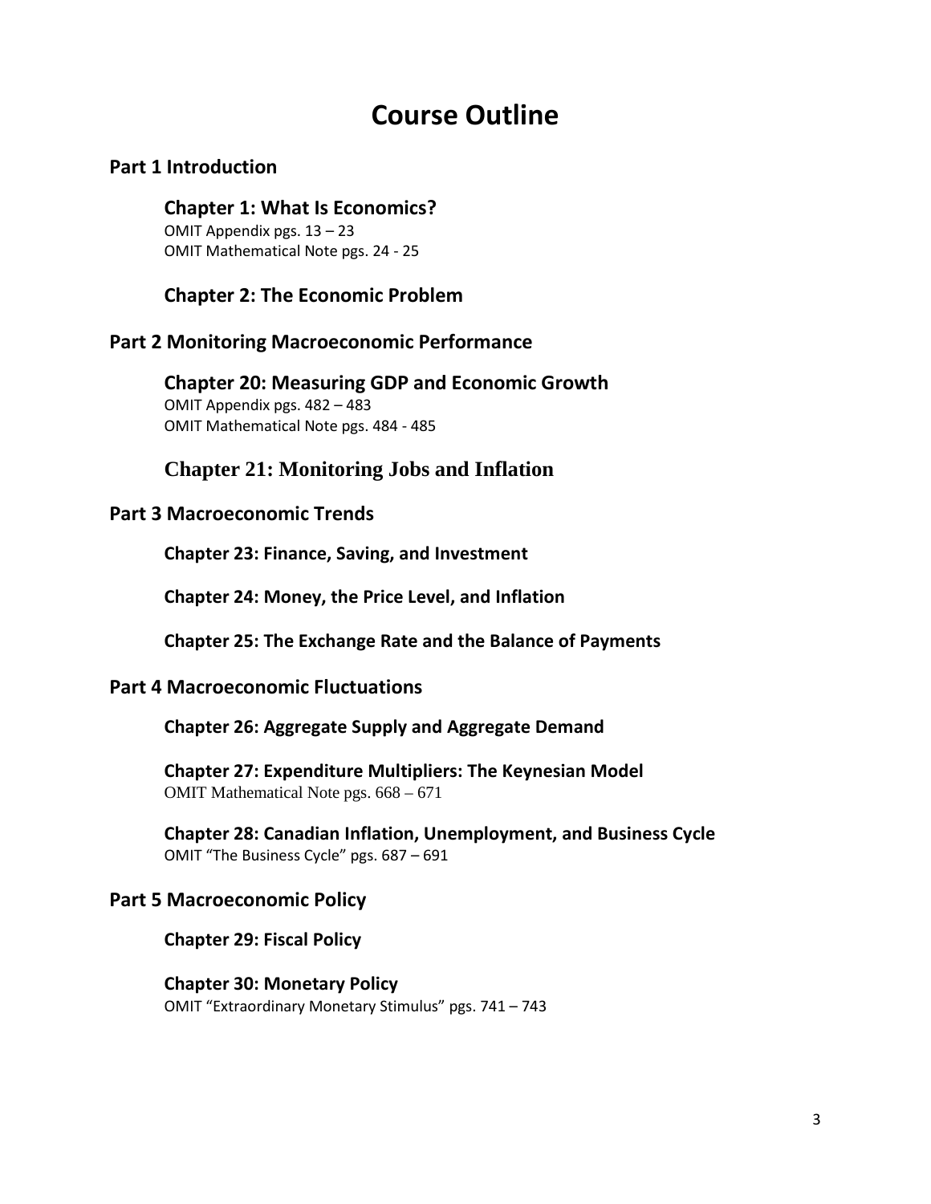# Course Outline

## Part 1 Introduction

### Chapter 1: What Is Economics?

OMIT Appendix pgs. 13 – 23
OMIT Mathematical Note pgs. 24 - 25

### Chapter 2: The Economic Problem

## Part 2 Monitoring Macroeconomic Performance

### Chapter 20: Measuring GDP and Economic Growth

OMIT Appendix pgs. 482 – 483
OMIT Mathematical Note pgs. 484 - 485

### Chapter 21: Monitoring Jobs and Inflation

## Part 3 Macroeconomic Trends

### Chapter 23: Finance, Saving, and Investment

### Chapter 24: Money, the Price Level, and Inflation

### Chapter 25: The Exchange Rate and the Balance of Payments

## Part 4 Macroeconomic Fluctuations

### Chapter 26: Aggregate Supply and Aggregate Demand

### Chapter 27: Expenditure Multipliers: The Keynesian Model

OMIT Mathematical Note pgs. 668 – 671

### Chapter 28: Canadian Inflation, Unemployment, and Business Cycle

OMIT "The Business Cycle" pgs. 687 – 691

## Part 5 Macroeconomic Policy

### Chapter 29: Fiscal Policy

### Chapter 30: Monetary Policy

OMIT "Extraordinary Monetary Stimulus" pgs. 741 – 743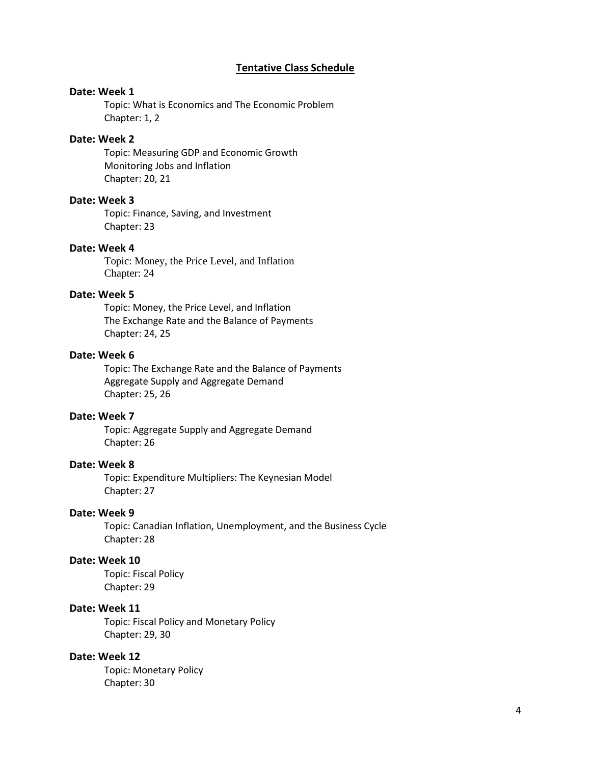## Tentative Class Schedule

**Date: Week 1**

Topic: What is Economics and The Economic Problem
Chapter: 1, 2

**Date: Week 2**

Topic: Measuring GDP and Economic Growth
Monitoring Jobs and Inflation
Chapter: 20, 21

**Date: Week 3**

Topic: Finance, Saving, and Investment
Chapter: 23

**Date: Week 4**

Topic: Money, the Price Level, and Inflation
Chapter: 24

**Date: Week 5**

Topic: Money, the Price Level, and Inflation
The Exchange Rate and the Balance of Payments
Chapter: 24, 25

**Date: Week 6**

Topic: The Exchange Rate and the Balance of Payments
Aggregate Supply and Aggregate Demand
Chapter: 25, 26

**Date: Week 7**

Topic: Aggregate Supply and Aggregate Demand
Chapter: 26

**Date: Week 8**

Topic: Expenditure Multipliers: The Keynesian Model
Chapter: 27

**Date: Week 9**

Topic: Canadian Inflation, Unemployment, and the Business Cycle
Chapter: 28

**Date: Week 10**

Topic: Fiscal Policy
Chapter: 29

**Date: Week 11**

Topic: Fiscal Policy and Monetary Policy
Chapter: 29, 30

**Date: Week 12**

Topic: Monetary Policy
Chapter: 30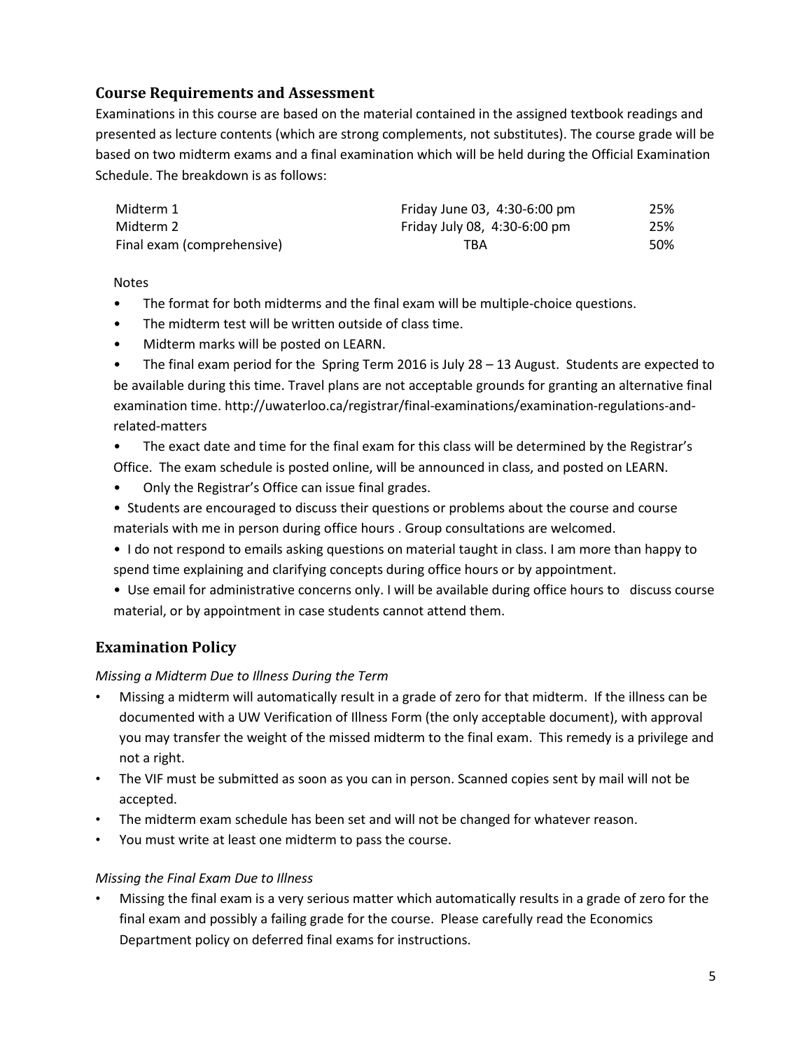## Course Requirements and Assessment

Examinations in this course are based on the material contained in the assigned textbook readings and presented as lecture contents (which are strong complements, not substitutes). The course grade will be based on two midterm exams and a final examination which will be held during the Official Examination Schedule. The breakdown is as follows:

| | | |
|---|---|---|
| Midterm 1 | Friday June 03, 4:30-6:00 pm | 25% |
| Midterm 2 | Friday July 08, 4:30-6:00 pm | 25% |
| Final exam (comprehensive) | TBA | 50% |

Notes

- The format for both midterms and the final exam will be multiple-choice questions.
- The midterm test will be written outside of class time.
- Midterm marks will be posted on LEARN.
- The final exam period for the Spring Term 2016 is July 28 – 13 August. Students are expected to be available during this time. Travel plans are not acceptable grounds for granting an alternative final examination time. http://uwaterloo.ca/registrar/final-examinations/examination-regulations-and-related-matters
- The exact date and time for the final exam for this class will be determined by the Registrar's Office. The exam schedule is posted online, will be announced in class, and posted on LEARN.
- Only the Registrar's Office can issue final grades.
- Students are encouraged to discuss their questions or problems about the course and course materials with me in person during office hours . Group consultations are welcomed.
- I do not respond to emails asking questions on material taught in class. I am more than happy to spend time explaining and clarifying concepts during office hours or by appointment.
- Use email for administrative concerns only. I will be available during office hours to discuss course material, or by appointment in case students cannot attend them.

## Examination Policy

*Missing a Midterm Due to Illness During the Term*

- Missing a midterm will automatically result in a grade of zero for that midterm. If the illness can be documented with a UW Verification of Illness Form (the only acceptable document), with approval you may transfer the weight of the missed midterm to the final exam. This remedy is a privilege and not a right.
- The VIF must be submitted as soon as you can in person. Scanned copies sent by mail will not be accepted.
- The midterm exam schedule has been set and will not be changed for whatever reason.
- You must write at least one midterm to pass the course.

*Missing the Final Exam Due to Illness*

- Missing the final exam is a very serious matter which automatically results in a grade of zero for the final exam and possibly a failing grade for the course. Please carefully read the Economics Department policy on deferred final exams for instructions.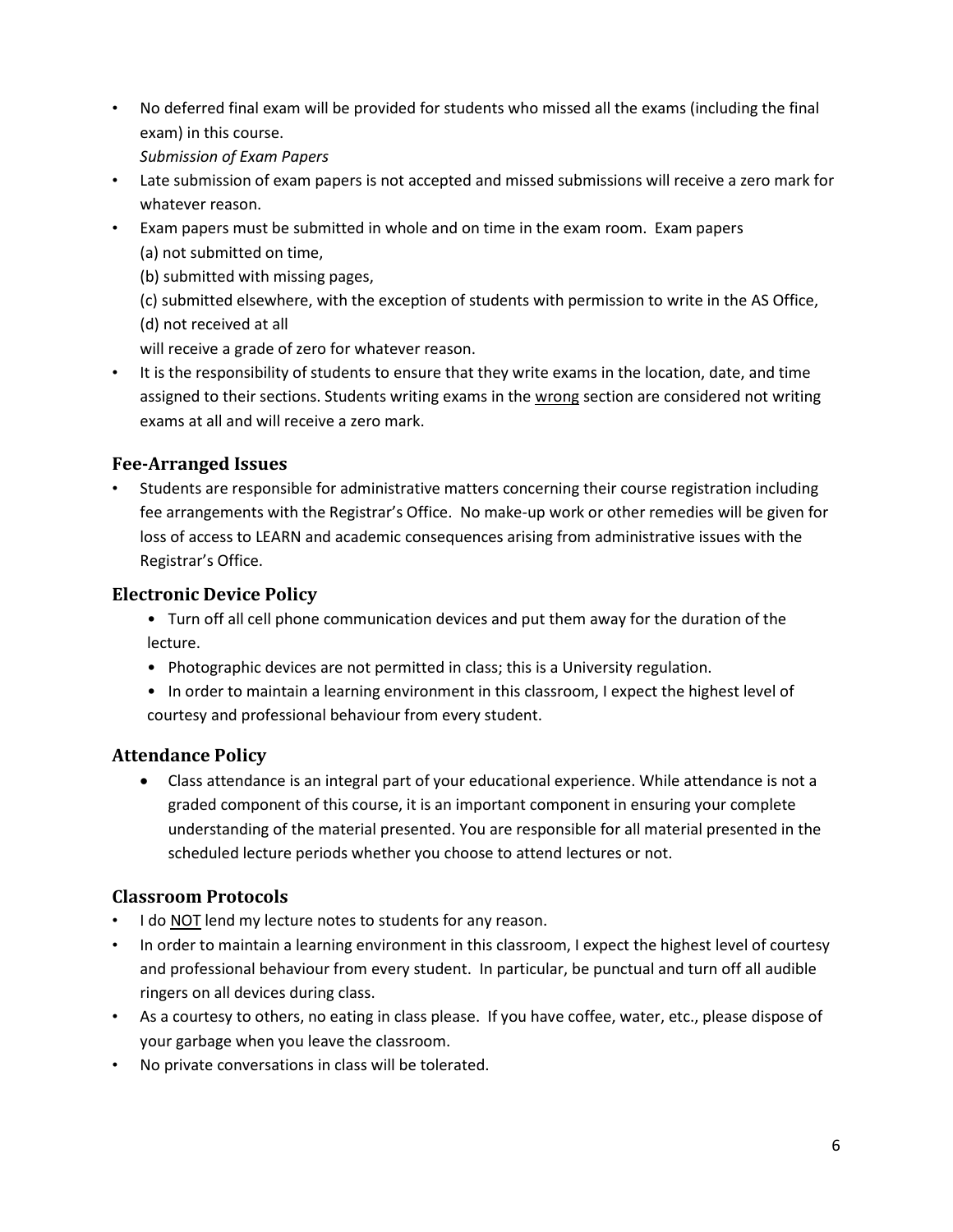- No deferred final exam will be provided for students who missed all the exams (including the final exam) in this course.

  *Submission of Exam Papers*

- Late submission of exam papers is not accepted and missed submissions will receive a zero mark for whatever reason.
- Exam papers must be submitted in whole and on time in the exam room. Exam papers
  (a) not submitted on time,
  (b) submitted with missing pages,
  (c) submitted elsewhere, with the exception of students with permission to write in the AS Office,
  (d) not received at all
  will receive a grade of zero for whatever reason.
- It is the responsibility of students to ensure that they write exams in the location, date, and time assigned to their sections. Students writing exams in the <u>wrong</u> section are considered not writing exams at all and will receive a zero mark.

## Fee-Arranged Issues

- Students are responsible for administrative matters concerning their course registration including fee arrangements with the Registrar's Office. No make-up work or other remedies will be given for loss of access to LEARN and academic consequences arising from administrative issues with the Registrar's Office.

## Electronic Device Policy

- Turn off all cell phone communication devices and put them away for the duration of the lecture.
- Photographic devices are not permitted in class; this is a University regulation.
- In order to maintain a learning environment in this classroom, I expect the highest level of courtesy and professional behaviour from every student.

## Attendance Policy

- Class attendance is an integral part of your educational experience. While attendance is not a graded component of this course, it is an important component in ensuring your complete understanding of the material presented. You are responsible for all material presented in the scheduled lecture periods whether you choose to attend lectures or not.

## Classroom Protocols

- I do <u>NOT</u> lend my lecture notes to students for any reason.
- In order to maintain a learning environment in this classroom, I expect the highest level of courtesy and professional behaviour from every student. In particular, be punctual and turn off all audible ringers on all devices during class.
- As a courtesy to others, no eating in class please. If you have coffee, water, etc., please dispose of your garbage when you leave the classroom.
- No private conversations in class will be tolerated.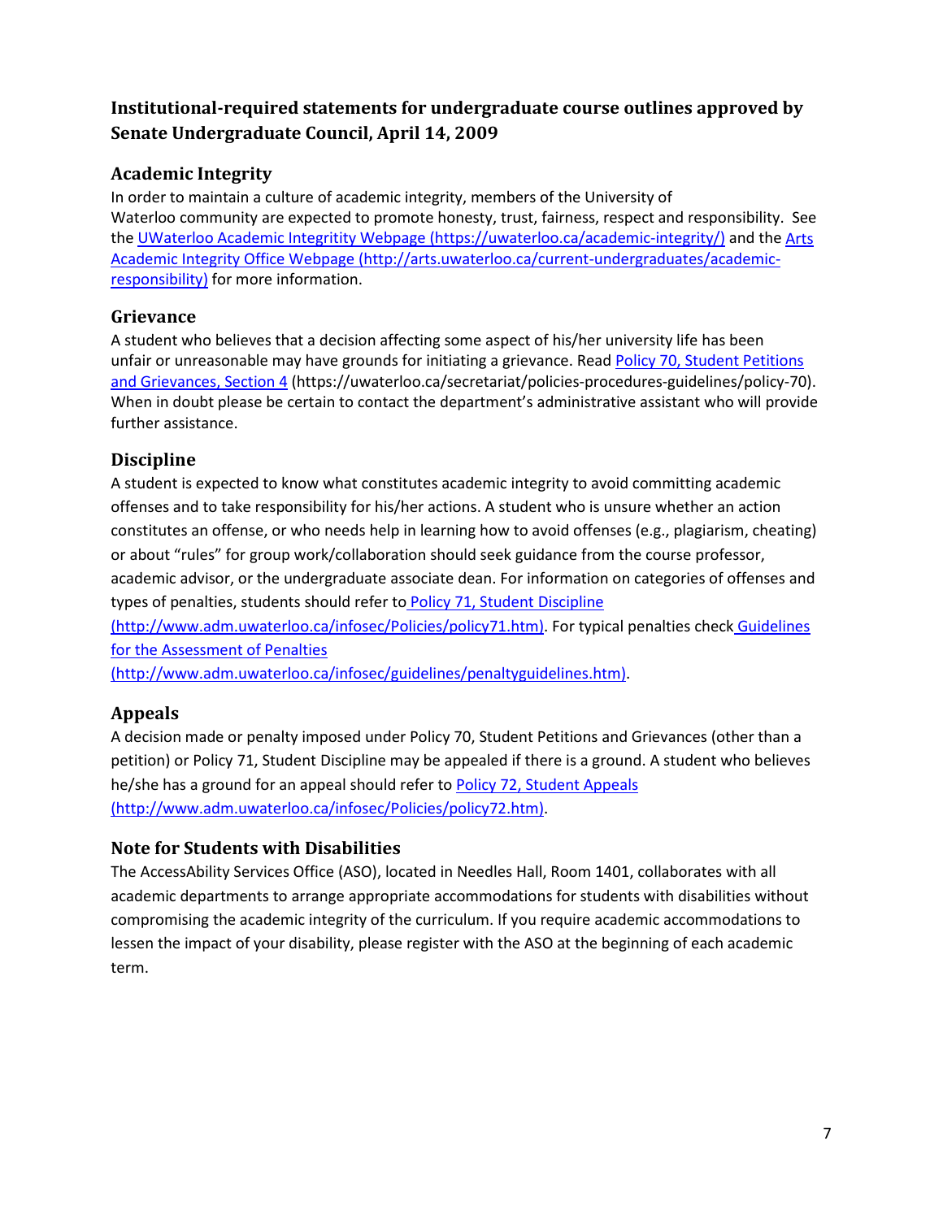## Institutional-required statements for undergraduate course outlines approved by Senate Undergraduate Council, April 14, 2009

### Academic Integrity

In order to maintain a culture of academic integrity, members of the University of Waterloo community are expected to promote honesty, trust, fairness, respect and responsibility. See the [UWaterloo Academic Integritity Webpage (https://uwaterloo.ca/academic-integrity/)](https://uwaterloo.ca/academic-integrity/) and the [Arts Academic Integrity Office Webpage (http://arts.uwaterloo.ca/current-undergraduates/academic-responsibility)](http://arts.uwaterloo.ca/current-undergraduates/academic-responsibility) for more information.

### Grievance

A student who believes that a decision affecting some aspect of his/her university life has been unfair or unreasonable may have grounds for initiating a grievance. Read [Policy 70, Student Petitions and Grievances, Section 4](https://uwaterloo.ca/secretariat/policies-procedures-guidelines/policy-70) (https://uwaterloo.ca/secretariat/policies-procedures-guidelines/policy-70). When in doubt please be certain to contact the department's administrative assistant who will provide further assistance.

### Discipline

A student is expected to know what constitutes academic integrity to avoid committing academic offenses and to take responsibility for his/her actions. A student who is unsure whether an action constitutes an offense, or who needs help in learning how to avoid offenses (e.g., plagiarism, cheating) or about "rules" for group work/collaboration should seek guidance from the course professor, academic advisor, or the undergraduate associate dean. For information on categories of offenses and types of penalties, students should refer to [Policy 71, Student Discipline (http://www.adm.uwaterloo.ca/infosec/Policies/policy71.htm)](http://www.adm.uwaterloo.ca/infosec/Policies/policy71.htm). For typical penalties check [Guidelines for the Assessment of Penalties (http://www.adm.uwaterloo.ca/infosec/guidelines/penaltyguidelines.htm)](http://www.adm.uwaterloo.ca/infosec/guidelines/penaltyguidelines.htm).

### Appeals

A decision made or penalty imposed under Policy 70, Student Petitions and Grievances (other than a petition) or Policy 71, Student Discipline may be appealed if there is a ground. A student who believes he/she has a ground for an appeal should refer to [Policy 72, Student Appeals (http://www.adm.uwaterloo.ca/infosec/Policies/policy72.htm)](http://www.adm.uwaterloo.ca/infosec/Policies/policy72.htm).

### Note for Students with Disabilities

The AccessAbility Services Office (ASO), located in Needles Hall, Room 1401, collaborates with all academic departments to arrange appropriate accommodations for students with disabilities without compromising the academic integrity of the curriculum. If you require academic accommodations to lessen the impact of your disability, please register with the ASO at the beginning of each academic term.